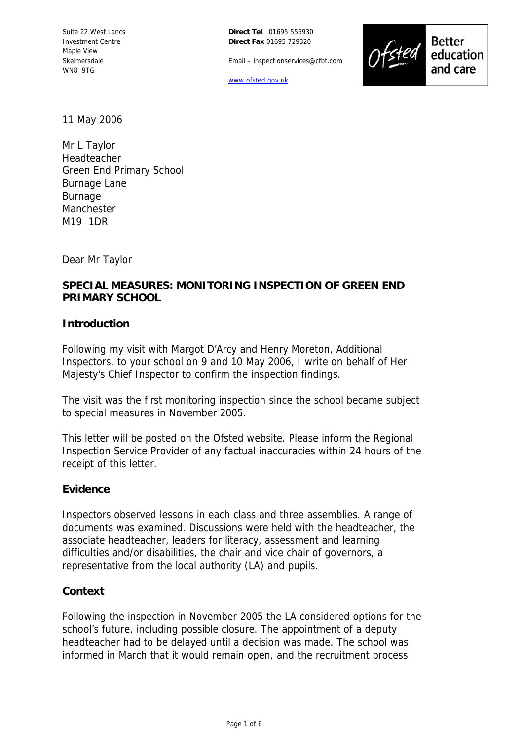Suite 22 West Lancs
Investment Centre
Maple View
Skelmersdale
WN8 9TG

**Direct Tel** 01695 556930
**Direct Fax** 01695 729320

Email – inspectionservices@cfbt.com

www.ofsted.gov.uk

Ofsted Better education and care

11 May 2006

Mr L Taylor
Headteacher
Green End Primary School
Burnage Lane
Burnage
Manchester
M19 1DR

Dear Mr Taylor

**SPECIAL MEASURES: MONITORING INSPECTION OF GREEN END PRIMARY SCHOOL**

## Introduction

Following my visit with Margot D'Arcy and Henry Moreton, Additional Inspectors, to your school on 9 and 10 May 2006, I write on behalf of Her Majesty's Chief Inspector to confirm the inspection findings.

The visit was the first monitoring inspection since the school became subject to special measures in November 2005.

This letter will be posted on the Ofsted website. Please inform the Regional Inspection Service Provider of any factual inaccuracies within 24 hours of the receipt of this letter.

## Evidence

Inspectors observed lessons in each class and three assemblies. A range of documents was examined. Discussions were held with the headteacher, the associate headteacher, leaders for literacy, assessment and learning difficulties and/or disabilities, the chair and vice chair of governors, a representative from the local authority (LA) and pupils.

## Context

Following the inspection in November 2005 the LA considered options for the school's future, including possible closure. The appointment of a deputy headteacher had to be delayed until a decision was made. The school was informed in March that it would remain open, and the recruitment process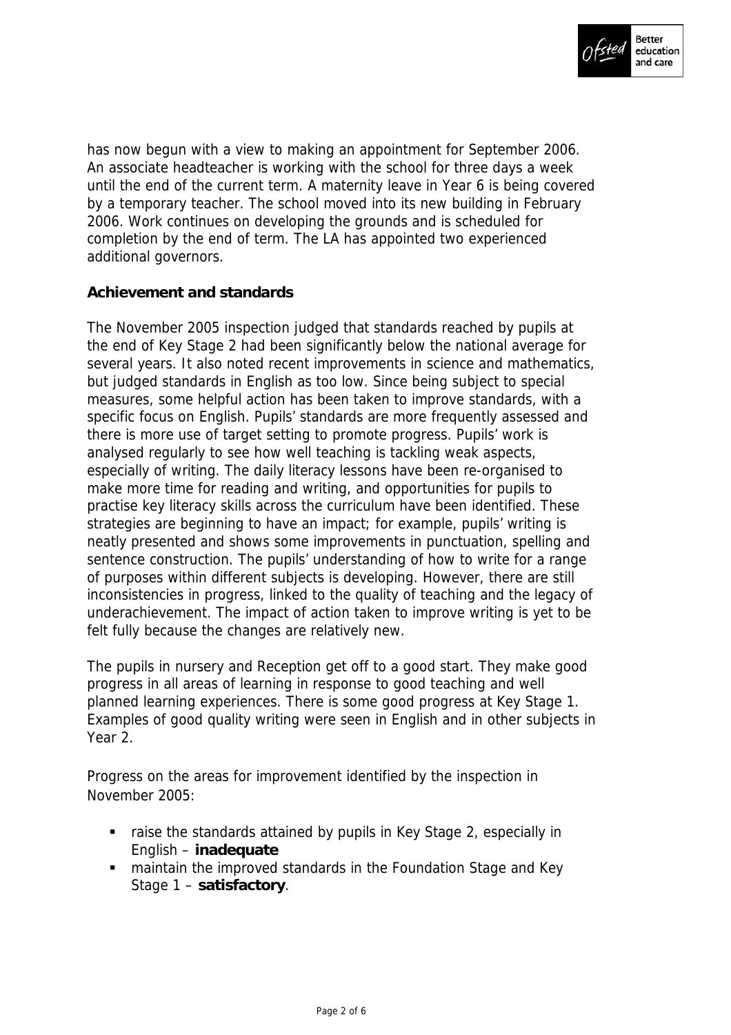has now begun with a view to making an appointment for September 2006. An associate headteacher is working with the school for three days a week until the end of the current term. A maternity leave in Year 6 is being covered by a temporary teacher. The school moved into its new building in February 2006. Work continues on developing the grounds and is scheduled for completion by the end of term. The LA has appointed two experienced additional governors.

**Achievement and standards**

The November 2005 inspection judged that standards reached by pupils at the end of Key Stage 2 had been significantly below the national average for several years. It also noted recent improvements in science and mathematics, but judged standards in English as too low. Since being subject to special measures, some helpful action has been taken to improve standards, with a specific focus on English. Pupils' standards are more frequently assessed and there is more use of target setting to promote progress. Pupils' work is analysed regularly to see how well teaching is tackling weak aspects, especially of writing. The daily literacy lessons have been re-organised to make more time for reading and writing, and opportunities for pupils to practise key literacy skills across the curriculum have been identified. These strategies are beginning to have an impact; for example, pupils' writing is neatly presented and shows some improvements in punctuation, spelling and sentence construction. The pupils' understanding of how to write for a range of purposes within different subjects is developing. However, there are still inconsistencies in progress, linked to the quality of teaching and the legacy of underachievement. The impact of action taken to improve writing is yet to be felt fully because the changes are relatively new.

The pupils in nursery and Reception get off to a good start. They make good progress in all areas of learning in response to good teaching and well planned learning experiences. There is some good progress at Key Stage 1. Examples of good quality writing were seen in English and in other subjects in Year 2.

Progress on the areas for improvement identified by the inspection in November 2005:

- raise the standards attained by pupils in Key Stage 2, especially in English – **inadequate**
- maintain the improved standards in the Foundation Stage and Key Stage 1 – **satisfactory**.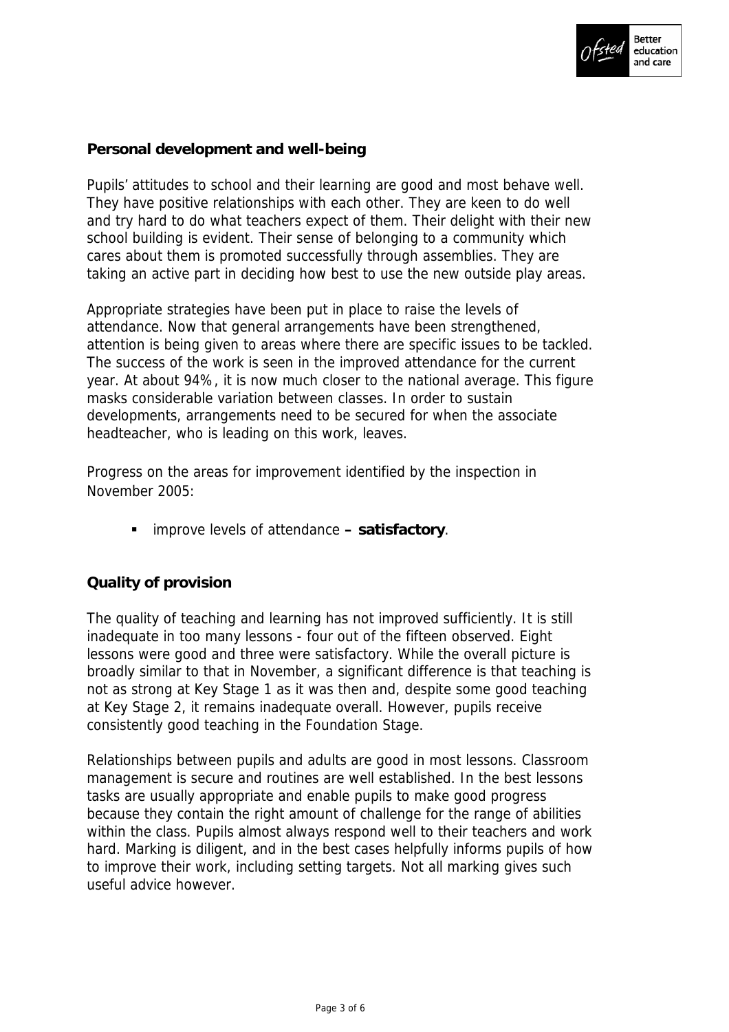## Personal development and well-being

Pupils' attitudes to school and their learning are good and most behave well. They have positive relationships with each other. They are keen to do well and try hard to do what teachers expect of them. Their delight with their new school building is evident. Their sense of belonging to a community which cares about them is promoted successfully through assemblies. They are taking an active part in deciding how best to use the new outside play areas.

Appropriate strategies have been put in place to raise the levels of attendance. Now that general arrangements have been strengthened, attention is being given to areas where there are specific issues to be tackled. The success of the work is seen in the improved attendance for the current year. At about 94%, it is now much closer to the national average. This figure masks considerable variation between classes. In order to sustain developments, arrangements need to be secured for when the associate headteacher, who is leading on this work, leaves.

Progress on the areas for improvement identified by the inspection in November 2005:

- improve levels of attendance **– satisfactory**.

## Quality of provision

The quality of teaching and learning has not improved sufficiently. It is still inadequate in too many lessons - four out of the fifteen observed. Eight lessons were good and three were satisfactory. While the overall picture is broadly similar to that in November, a significant difference is that teaching is not as strong at Key Stage 1 as it was then and, despite some good teaching at Key Stage 2, it remains inadequate overall. However, pupils receive consistently good teaching in the Foundation Stage.

Relationships between pupils and adults are good in most lessons. Classroom management is secure and routines are well established. In the best lessons tasks are usually appropriate and enable pupils to make good progress because they contain the right amount of challenge for the range of abilities within the class. Pupils almost always respond well to their teachers and work hard. Marking is diligent, and in the best cases helpfully informs pupils of how to improve their work, including setting targets. Not all marking gives such useful advice however.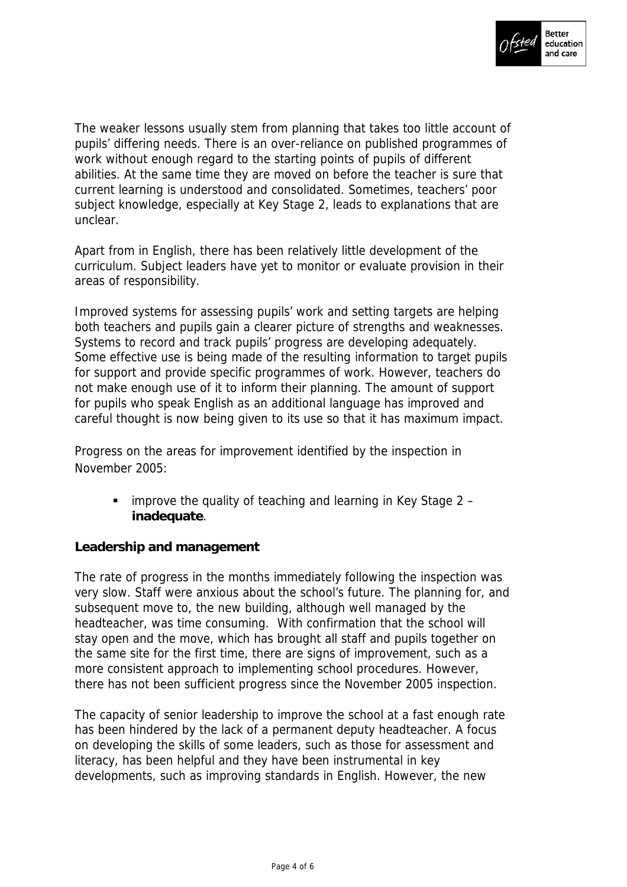The weaker lessons usually stem from planning that takes too little account of pupils' differing needs. There is an over-reliance on published programmes of work without enough regard to the starting points of pupils of different abilities. At the same time they are moved on before the teacher is sure that current learning is understood and consolidated. Sometimes, teachers' poor subject knowledge, especially at Key Stage 2, leads to explanations that are unclear.

Apart from in English, there has been relatively little development of the curriculum. Subject leaders have yet to monitor or evaluate provision in their areas of responsibility.

Improved systems for assessing pupils' work and setting targets are helping both teachers and pupils gain a clearer picture of strengths and weaknesses. Systems to record and track pupils' progress are developing adequately. Some effective use is being made of the resulting information to target pupils for support and provide specific programmes of work. However, teachers do not make enough use of it to inform their planning. The amount of support for pupils who speak English as an additional language has improved and careful thought is now being given to its use so that it has maximum impact.

Progress on the areas for improvement identified by the inspection in November 2005:

- improve the quality of teaching and learning in Key Stage 2 – **inadequate**.

**Leadership and management**

The rate of progress in the months immediately following the inspection was very slow. Staff were anxious about the school's future. The planning for, and subsequent move to, the new building, although well managed by the headteacher, was time consuming. With confirmation that the school will stay open and the move, which has brought all staff and pupils together on the same site for the first time, there are signs of improvement, such as a more consistent approach to implementing school procedures. However, there has not been sufficient progress since the November 2005 inspection.

The capacity of senior leadership to improve the school at a fast enough rate has been hindered by the lack of a permanent deputy headteacher. A focus on developing the skills of some leaders, such as those for assessment and literacy, has been helpful and they have been instrumental in key developments, such as improving standards in English. However, the new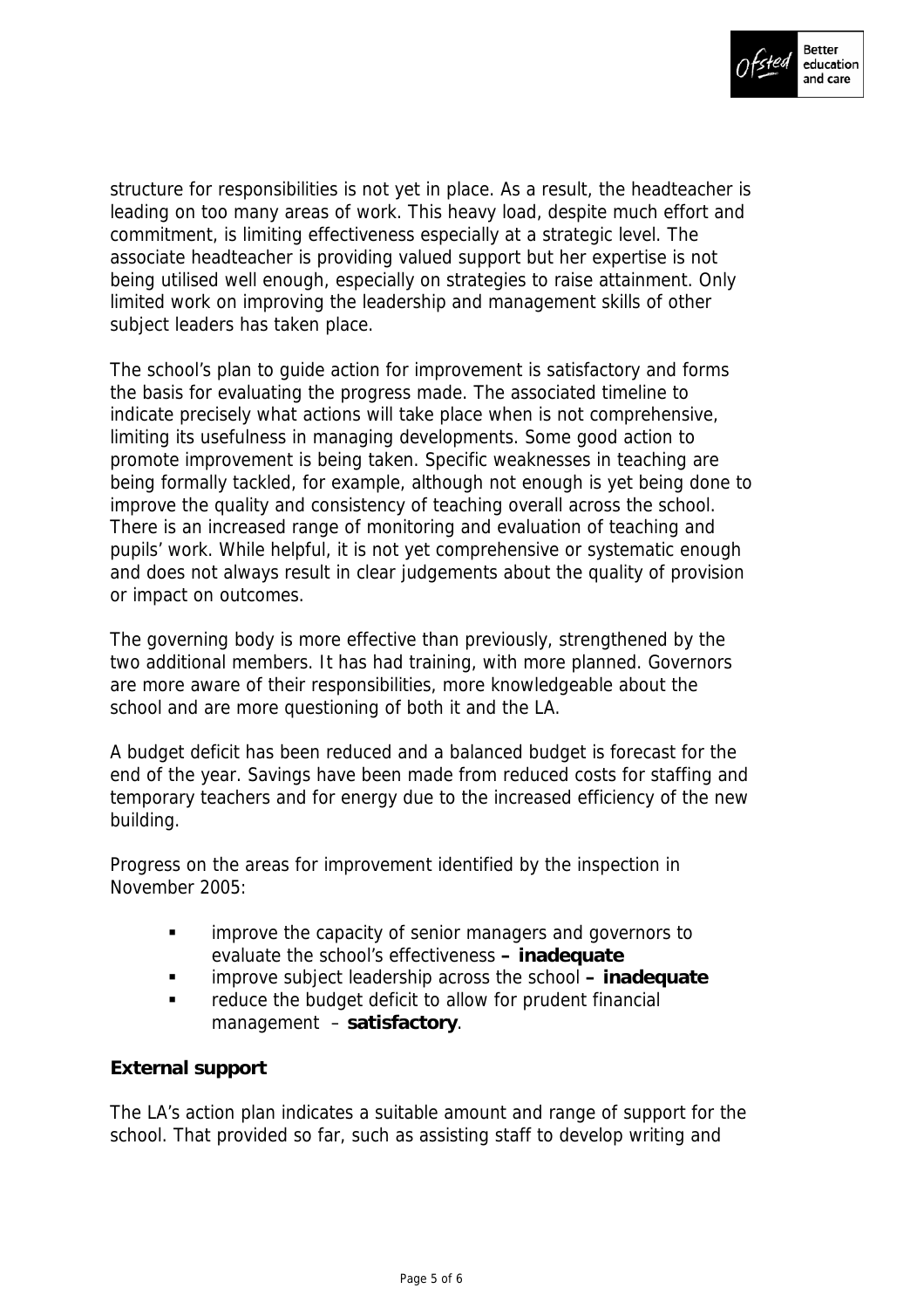structure for responsibilities is not yet in place. As a result, the headteacher is leading on too many areas of work. This heavy load, despite much effort and commitment, is limiting effectiveness especially at a strategic level. The associate headteacher is providing valued support but her expertise is not being utilised well enough, especially on strategies to raise attainment. Only limited work on improving the leadership and management skills of other subject leaders has taken place.

The school's plan to guide action for improvement is satisfactory and forms the basis for evaluating the progress made. The associated timeline to indicate precisely what actions will take place when is not comprehensive, limiting its usefulness in managing developments. Some good action to promote improvement is being taken. Specific weaknesses in teaching are being formally tackled, for example, although not enough is yet being done to improve the quality and consistency of teaching overall across the school. There is an increased range of monitoring and evaluation of teaching and pupils' work. While helpful, it is not yet comprehensive or systematic enough and does not always result in clear judgements about the quality of provision or impact on outcomes.

The governing body is more effective than previously, strengthened by the two additional members. It has had training, with more planned. Governors are more aware of their responsibilities, more knowledgeable about the school and are more questioning of both it and the LA.

A budget deficit has been reduced and a balanced budget is forecast for the end of the year. Savings have been made from reduced costs for staffing and temporary teachers and for energy due to the increased efficiency of the new building.

Progress on the areas for improvement identified by the inspection in November 2005:

- improve the capacity of senior managers and governors to evaluate the school's effectiveness **– inadequate**
- improve subject leadership across the school **– inadequate**
- reduce the budget deficit to allow for prudent financial management – **satisfactory**.

**External support**

The LA's action plan indicates a suitable amount and range of support for the school. That provided so far, such as assisting staff to develop writing and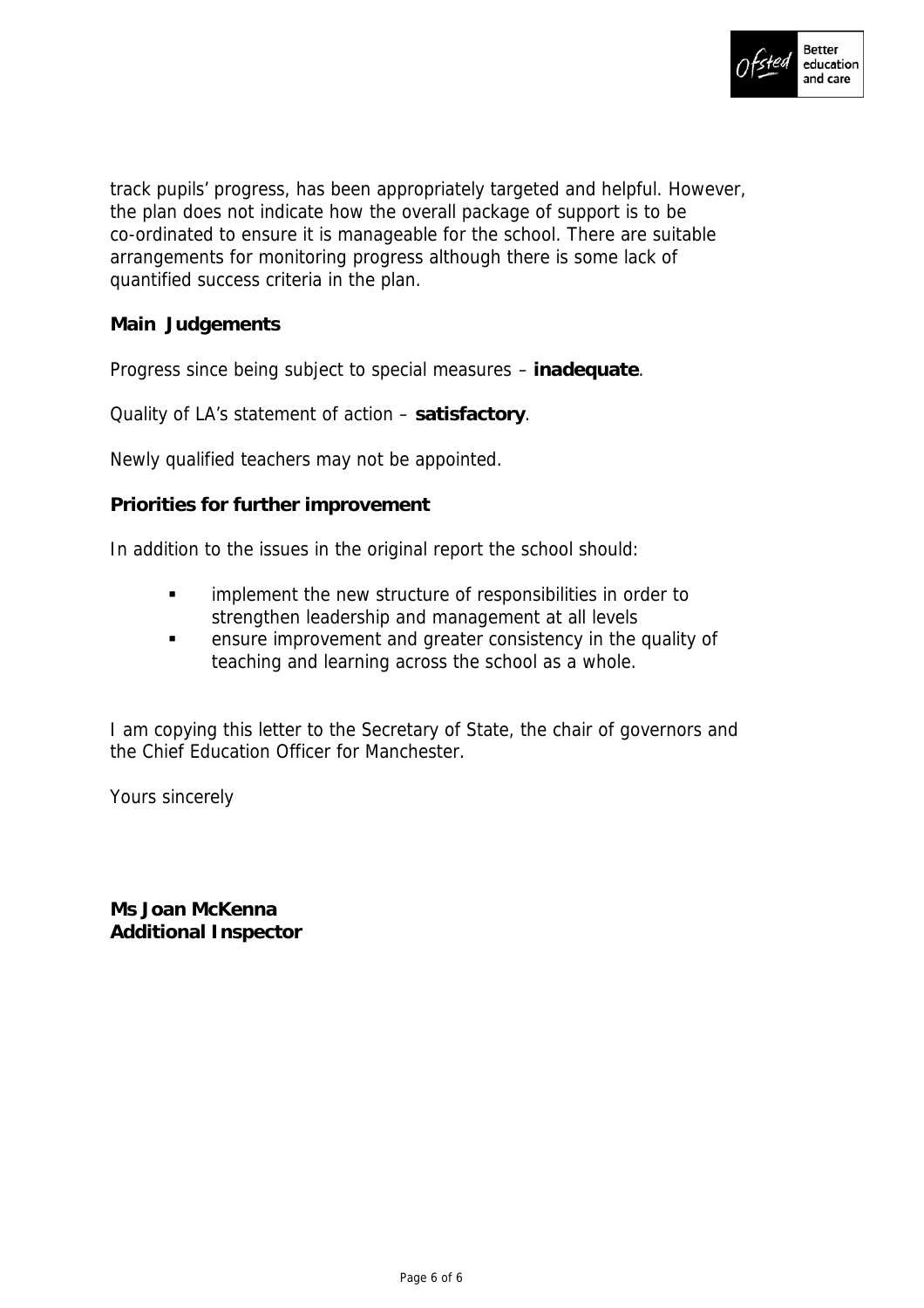track pupils' progress, has been appropriately targeted and helpful. However, the plan does not indicate how the overall package of support is to be co-ordinated to ensure it is manageable for the school. There are suitable arrangements for monitoring progress although there is some lack of quantified success criteria in the plan.

## Main Judgements

Progress since being subject to special measures – **inadequate**.

Quality of LA's statement of action – **satisfactory**.

Newly qualified teachers may not be appointed.

## Priorities for further improvement

In addition to the issues in the original report the school should:

- implement the new structure of responsibilities in order to strengthen leadership and management at all levels
- ensure improvement and greater consistency in the quality of teaching and learning across the school as a whole.

I am copying this letter to the Secretary of State, the chair of governors and the Chief Education Officer for Manchester.

Yours sincerely

**Ms Joan McKenna**
**Additional Inspector**